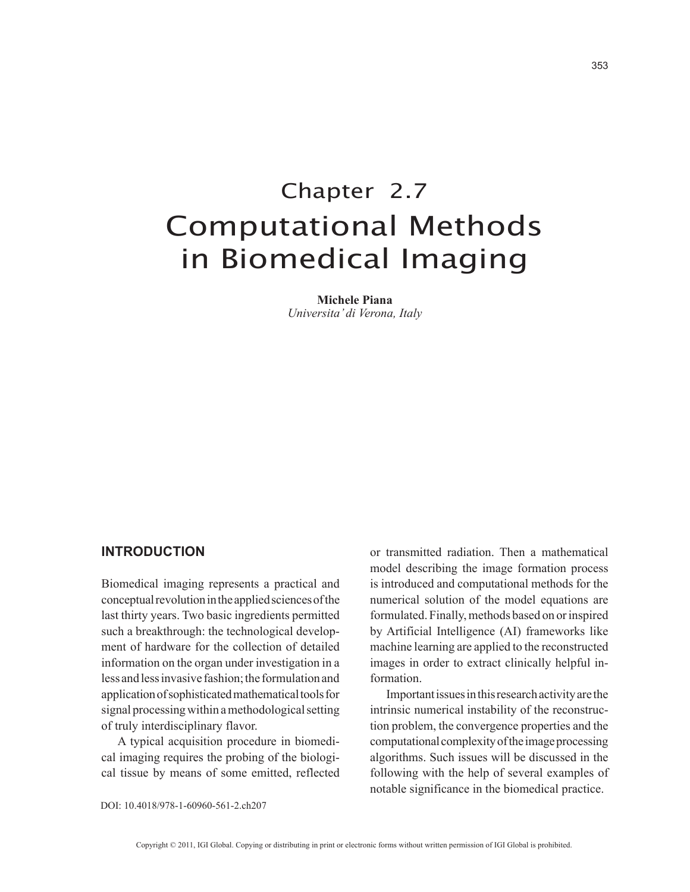# Chapter 2.7
# Computational Methods in Biomedical Imaging

**Michele Piana**
*Universita' di Verona, Italy*

## INTRODUCTION

Biomedical imaging represents a practical and conceptual revolution in the applied sciences of the last thirty years. Two basic ingredients permitted such a breakthrough: the technological development of hardware for the collection of detailed information on the organ under investigation in a less and less invasive fashion; the formulation and application of sophisticated mathematical tools for signal processing within a methodological setting of truly interdisciplinary flavor.

A typical acquisition procedure in biomedical imaging requires the probing of the biological tissue by means of some emitted, reflected or transmitted radiation. Then a mathematical model describing the image formation process is introduced and computational methods for the numerical solution of the model equations are formulated. Finally, methods based on or inspired by Artificial Intelligence (AI) frameworks like machine learning are applied to the reconstructed images in order to extract clinically helpful information.

Important issues in this research activity are the intrinsic numerical instability of the reconstruction problem, the convergence properties and the computational complexity of the image processing algorithms. Such issues will be discussed in the following with the help of several examples of notable significance in the biomedical practice.

DOI: 10.4018/978-1-60960-561-2.ch207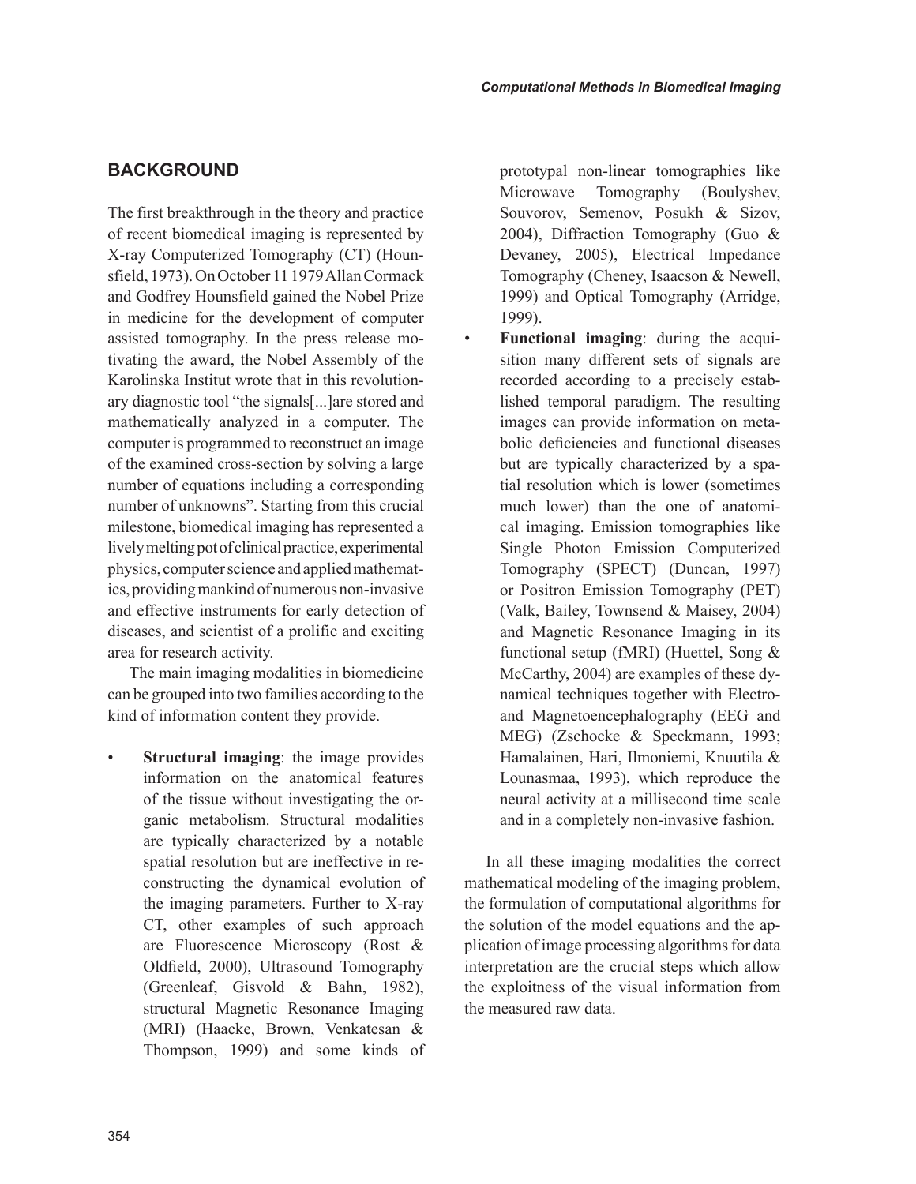## BACKGROUND

The first breakthrough in the theory and practice of recent biomedical imaging is represented by X-ray Computerized Tomography (CT) (Hounsfield, 1973). On October 11 1979 Allan Cormack and Godfrey Hounsfield gained the Nobel Prize in medicine for the development of computer assisted tomography. In the press release motivating the award, the Nobel Assembly of the Karolinska Institut wrote that in this revolutionary diagnostic tool "the signals[...]are stored and mathematically analyzed in a computer. The computer is programmed to reconstruct an image of the examined cross-section by solving a large number of equations including a corresponding number of unknowns". Starting from this crucial milestone, biomedical imaging has represented a lively melting pot of clinical practice, experimental physics, computer science and applied mathematics, providing mankind of numerous non-invasive and effective instruments for early detection of diseases, and scientist of a prolific and exciting area for research activity.

The main imaging modalities in biomedicine can be grouped into two families according to the kind of information content they provide.

- **Structural imaging**: the image provides information on the anatomical features of the tissue without investigating the organic metabolism. Structural modalities are typically characterized by a notable spatial resolution but are ineffective in reconstructing the dynamical evolution of the imaging parameters. Further to X-ray CT, other examples of such approach are Fluorescence Microscopy (Rost & Oldfield, 2000), Ultrasound Tomography (Greenleaf, Gisvold & Bahn, 1982), structural Magnetic Resonance Imaging (MRI) (Haacke, Brown, Venkatesan & Thompson, 1999) and some kinds of prototypal non-linear tomographies like Microwave Tomography (Boulyshev, Souvorov, Semenov, Posukh & Sizov, 2004), Diffraction Tomography (Guo & Devaney, 2005), Electrical Impedance Tomography (Cheney, Isaacson & Newell, 1999) and Optical Tomography (Arridge, 1999).
- **Functional imaging**: during the acquisition many different sets of signals are recorded according to a precisely established temporal paradigm. The resulting images can provide information on metabolic deficiencies and functional diseases but are typically characterized by a spatial resolution which is lower (sometimes much lower) than the one of anatomical imaging. Emission tomographies like Single Photon Emission Computerized Tomography (SPECT) (Duncan, 1997) or Positron Emission Tomography (PET) (Valk, Bailey, Townsend & Maisey, 2004) and Magnetic Resonance Imaging in its functional setup (fMRI) (Huettel, Song & McCarthy, 2004) are examples of these dynamical techniques together with Electro- and Magnetoencephalography (EEG and MEG) (Zschocke & Speckmann, 1993; Hamalainen, Hari, Ilmoniemi, Knuutila & Lounasmaa, 1993), which reproduce the neural activity at a millisecond time scale and in a completely non-invasive fashion.

In all these imaging modalities the correct mathematical modeling of the imaging problem, the formulation of computational algorithms for the solution of the model equations and the application of image processing algorithms for data interpretation are the crucial steps which allow the exploitness of the visual information from the measured raw data.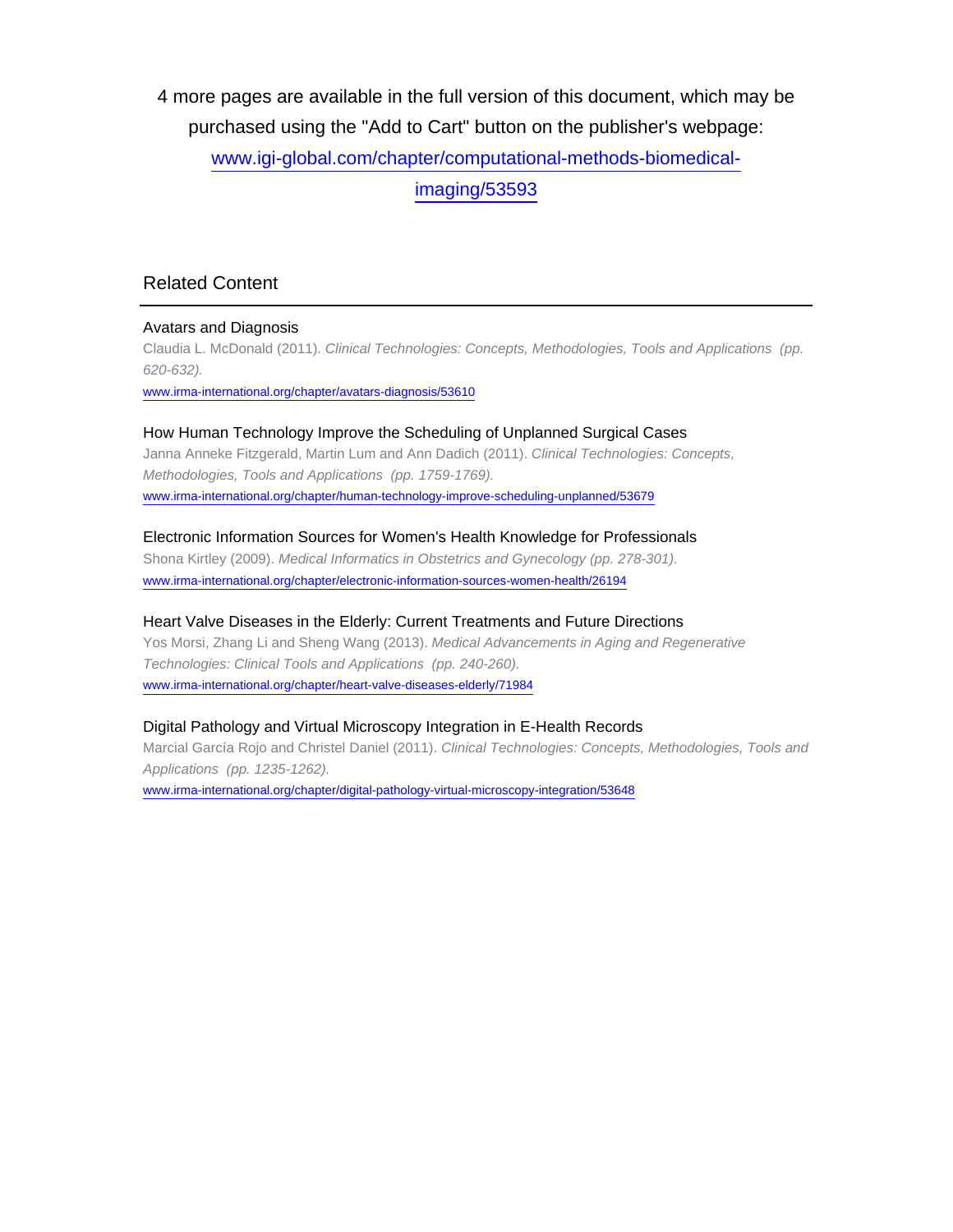4 more pages are available in the full version of this document, which may be purchased using the "Add to Cart" button on the publisher's webpage: www.igi-global.com/chapter/computational-methods-biomedical-imaging/53593

## Related Content

### Avatars and Diagnosis

Claudia L. McDonald (2011). *Clinical Technologies: Concepts, Methodologies, Tools and Applications (pp. 620-632).*

www.irma-international.org/chapter/avatars-diagnosis/53610

### How Human Technology Improve the Scheduling of Unplanned Surgical Cases

Janna Anneke Fitzgerald, Martin Lum and Ann Dadich (2011). *Clinical Technologies: Concepts, Methodologies, Tools and Applications (pp. 1759-1769).*

www.irma-international.org/chapter/human-technology-improve-scheduling-unplanned/53679

### Electronic Information Sources for Women's Health Knowledge for Professionals

Shona Kirtley (2009). *Medical Informatics in Obstetrics and Gynecology (pp. 278-301).*

www.irma-international.org/chapter/electronic-information-sources-women-health/26194

### Heart Valve Diseases in the Elderly: Current Treatments and Future Directions

Yos Morsi, Zhang Li and Sheng Wang (2013). *Medical Advancements in Aging and Regenerative Technologies: Clinical Tools and Applications (pp. 240-260).*

www.irma-international.org/chapter/heart-valve-diseases-elderly/71984

### Digital Pathology and Virtual Microscopy Integration in E-Health Records

Marcial García Rojo and Christel Daniel (2011). *Clinical Technologies: Concepts, Methodologies, Tools and Applications (pp. 1235-1262).*

www.irma-international.org/chapter/digital-pathology-virtual-microscopy-integration/53648